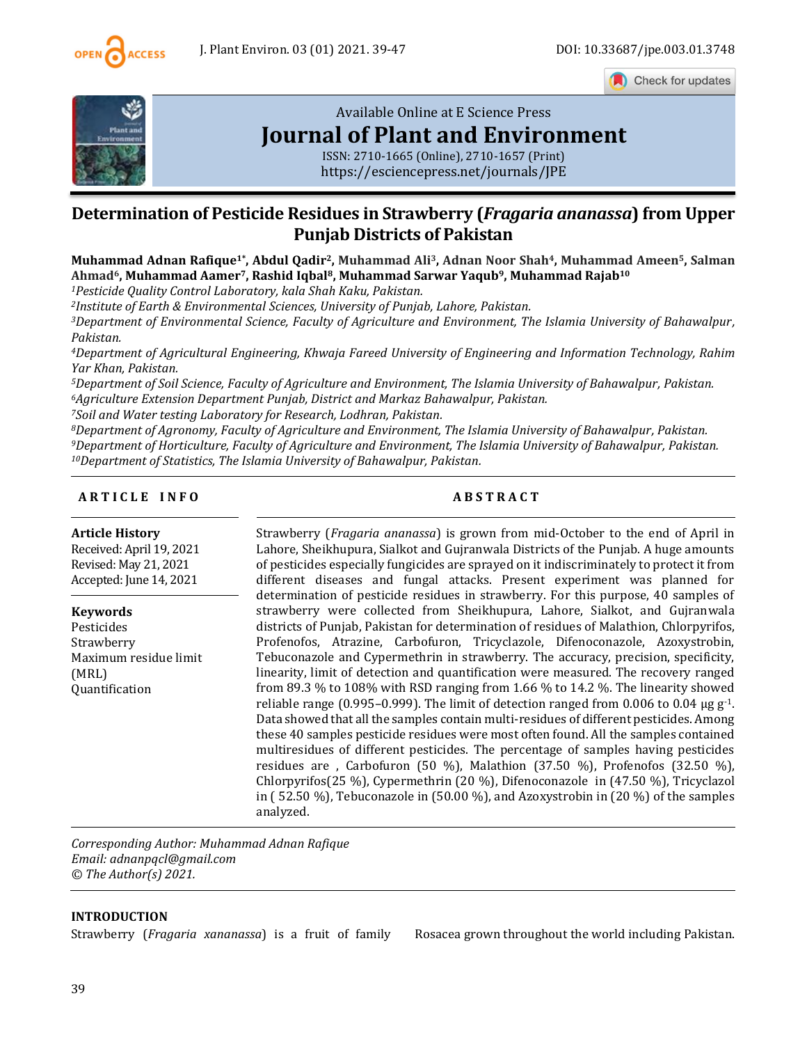# Determination of Pesticide Residues in Strawberry (*Fragaria ananassa*) from Upper Punjab Districts of Pakistan

**Muhammad Adnan Rafique[1*], Abdul Qadir[2], Muhammad Ali[3], Adnan Noor Shah[4], Muhammad Ameen[5], Salman Ahmad[6], Muhammad Aamer[7], Rashid Iqbal[8], Muhammad Sarwar Yaqub[9], Muhammad Rajab[10]**

[1]*Pesticide Quality Control Laboratory, kala Shah Kaku, Pakistan.*
[2]*Institute of Earth & Environmental Sciences, University of Punjab, Lahore, Pakistan.*
[3]*Department of Environmental Science, Faculty of Agriculture and Environment, The Islamia University of Bahawalpur, Pakistan.*
[4]*Department of Agricultural Engineering, Khwaja Fareed University of Engineering and Information Technology, Rahim Yar Khan, Pakistan.*
[5]*Department of Soil Science, Faculty of Agriculture and Environment, The Islamia University of Bahawalpur, Pakistan.*
[6]*Agriculture Extension Department Punjab, District and Markaz Bahawalpur, Pakistan.*
[7]*Soil and Water testing Laboratory for Research, Lodhran, Pakistan.*
[8]*Department of Agronomy, Faculty of Agriculture and Environment, The Islamia University of Bahawalpur, Pakistan.*
[9]*Department of Horticulture, Faculty of Agriculture and Environment, The Islamia University of Bahawalpur, Pakistan.*
[10]*Department of Statistics, The Islamia University of Bahawalpur, Pakistan.*

## ARTICLE INFO

**Article History**
Received: April 19, 2021
Revised: May 21, 2021
Accepted: June 14, 2021

**Keywords**
Pesticides
Strawberry
Maximum residue limit (MRL)
Quantification

## ABSTRACT

Strawberry (*Fragaria ananassa*) is grown from mid-October to the end of April in Lahore, Sheikhupura, Sialkot and Gujranwala Districts of the Punjab. A huge amounts of pesticides especially fungicides are sprayed on it indiscriminately to protect it from different diseases and fungal attacks. Present experiment was planned for determination of pesticide residues in strawberry. For this purpose, 40 samples of strawberry were collected from Sheikhupura, Lahore, Sialkot, and Gujranwala districts of Punjab, Pakistan for determination of residues of Malathion, Chlorpyrifos, Profenofos, Atrazine, Carbofuron, Tricyclazole, Difenoconazole, Azoxystrobin, Tebuconazole and Cypermethrin in strawberry. The accuracy, precision, specificity, linearity, limit of detection and quantification were measured. The recovery ranged from 89.3 % to 108% with RSD ranging from 1.66 % to 14.2 %. The linearity showed reliable range (0.995–0.999). The limit of detection ranged from 0.006 to 0.04 µg $g^{-1}$. Data showed that all the samples contain multi-residues of different pesticides. Among these 40 samples pesticide residues were most often found. All the samples contained multiresidues of different pesticides. The percentage of samples having pesticides residues are , Carbofuron (50 %), Malathion (37.50 %), Profenofos (32.50 %), Chlorpyrifos(25 %), Cypermethrin (20 %), Difenoconazole in (47.50 %), Tricyclazol in ( 52.50 %), Tebuconazole in (50.00 %), and Azoxystrobin in (20 %) of the samples analyzed.

*Corresponding Author: Muhammad Adnan Rafique*
*Email: adnanpqcl@gmail.com*
*© The Author(s) 2021.*

## INTRODUCTION

Strawberry (*Fragaria xananassa*) is a fruit of family Rosacea grown throughout the world including Pakistan.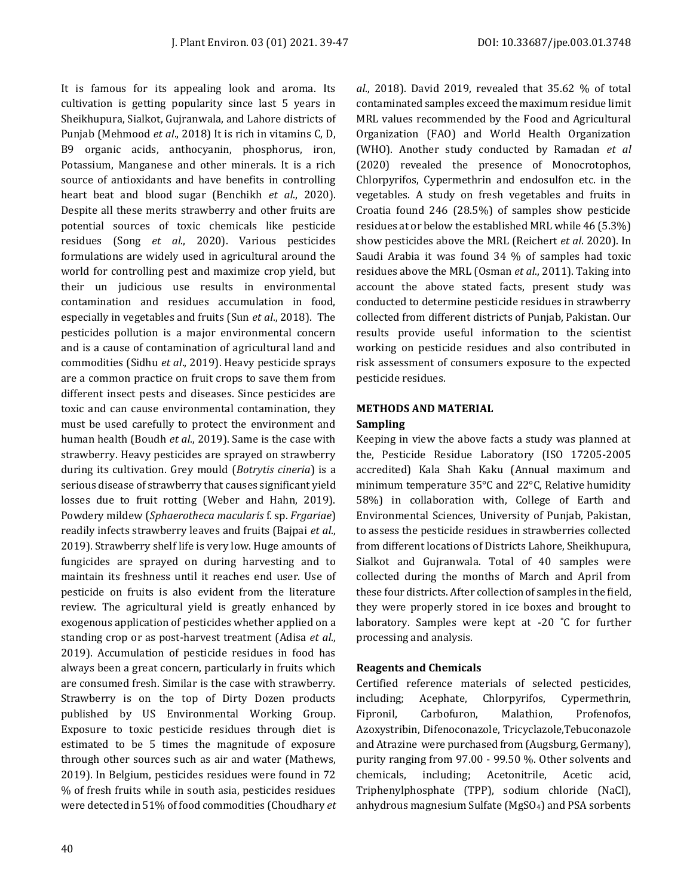It is famous for its appealing look and aroma. Its cultivation is getting popularity since last 5 years in Sheikhupura, Sialkot, Gujranwala, and Lahore districts of Punjab (Mehmood *et al*., 2018) It is rich in vitamins C, D, B9 organic acids, anthocyanin, phosphorus, iron, Potassium, Manganese and other minerals. It is a rich source of antioxidants and have benefits in controlling heart beat and blood sugar (Benchikh *et al*., 2020). Despite all these merits strawberry and other fruits are potential sources of toxic chemicals like pesticide residues (Song *et al*., 2020). Various pesticides formulations are widely used in agricultural around the world for controlling pest and maximize crop yield, but their un judicious use results in environmental contamination and residues accumulation in food, especially in vegetables and fruits (Sun *et al*., 2018). The pesticides pollution is a major environmental concern and is a cause of contamination of agricultural land and commodities (Sidhu *et al*., 2019). Heavy pesticide sprays are a common practice on fruit crops to save them from different insect pests and diseases. Since pesticides are toxic and can cause environmental contamination, they must be used carefully to protect the environment and human health (Boudh *et al*., 2019). Same is the case with strawberry. Heavy pesticides are sprayed on strawberry during its cultivation. Grey mould (*Botrytis cineria*) is a serious disease of strawberry that causes significant yield losses due to fruit rotting (Weber and Hahn, 2019). Powdery mildew (*Sphaerotheca macularis* f. sp. *Frgariae*) readily infects strawberry leaves and fruits (Bajpai *et al*., 2019). Strawberry shelf life is very low. Huge amounts of fungicides are sprayed on during harvesting and to maintain its freshness until it reaches end user. Use of pesticide on fruits is also evident from the literature review. The agricultural yield is greatly enhanced by exogenous application of pesticides whether applied on a standing crop or as post-harvest treatment (Adisa *et al*., 2019). Accumulation of pesticide residues in food has always been a great concern, particularly in fruits which are consumed fresh. Similar is the case with strawberry. Strawberry is on the top of Dirty Dozen products published by US Environmental Working Group. Exposure to toxic pesticide residues through diet is estimated to be 5 times the magnitude of exposure through other sources such as air and water (Mathews, 2019). In Belgium, pesticides residues were found in 72 % of fresh fruits while in south asia, pesticides residues were detected in 51% of food commodities (Choudhary *et al*., 2018). David 2019, revealed that 35.62 % of total contaminated samples exceed the maximum residue limit MRL values recommended by the Food and Agricultural Organization (FAO) and World Health Organization (WHO). Another study conducted by Ramadan *et al* (2020) revealed the presence of Monocrotophos, Chlorpyrifos, Cypermethrin and endosulfon etc. in the vegetables. A study on fresh vegetables and fruits in Croatia found 246 (28.5%) of samples show pesticide residues at or below the established MRL while 46 (5.3%) show pesticides above the MRL (Reichert *et al*. 2020). In Saudi Arabia it was found 34 % of samples had toxic residues above the MRL (Osman *et al*., 2011). Taking into account the above stated facts, present study was conducted to determine pesticide residues in strawberry collected from different districts of Punjab, Pakistan. Our results provide useful information to the scientist working on pesticide residues and also contributed in risk assessment of consumers exposure to the expected pesticide residues.

## METHODS AND MATERIAL

### Sampling

Keeping in view the above facts a study was planned at the, Pesticide Residue Laboratory (ISO 17205-2005 accredited) Kala Shah Kaku (Annual maximum and minimum temperature 35°C and 22°C, Relative humidity 58%) in collaboration with, College of Earth and Environmental Sciences, University of Punjab, Pakistan, to assess the pesticide residues in strawberries collected from different locations of Districts Lahore, Sheikhupura, Sialkot and Gujranwala. Total of 40 samples were collected during the months of March and April from these four districts. After collection of samples in the field, they were properly stored in ice boxes and brought to laboratory. Samples were kept at -20 ˚C for further processing and analysis.

### Reagents and Chemicals

Certified reference materials of selected pesticides, including; Acephate, Chlorpyrifos, Cypermethrin, Fipronil, Carbofuron, Malathion, Profenofos, Azoxystribin, Difenoconazole, Tricyclazole,Tebuconazole and Atrazine were purchased from (Augsburg, Germany), purity ranging from 97.00 - 99.50 %. Other solvents and chemicals, including; Acetonitrile, Acetic acid, Triphenylphosphate (TPP), sodium chloride (NaCl), anhydrous magnesium Sulfate ($MgSO_4$) and PSA sorbents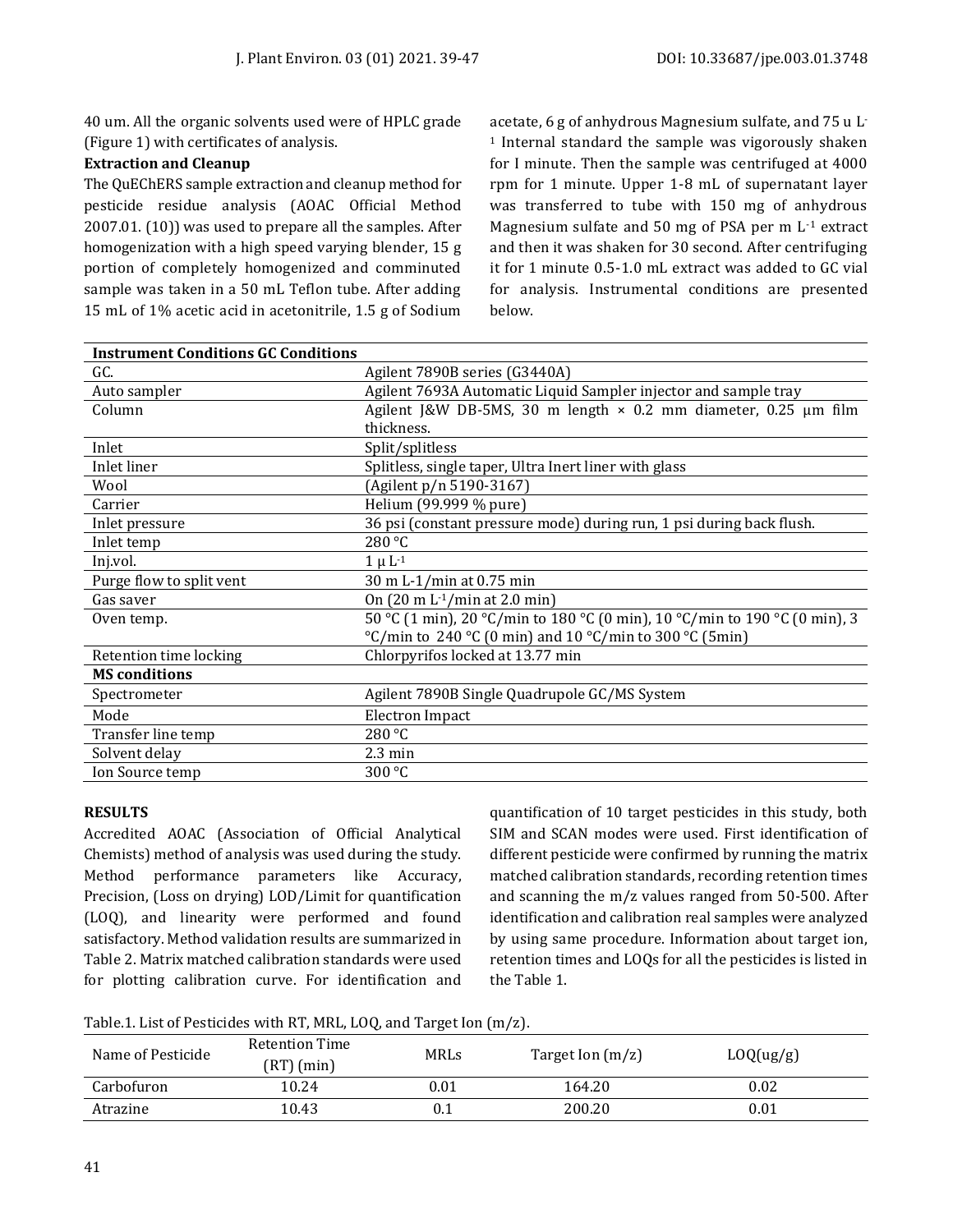40 um. All the organic solvents used were of HPLC grade (Figure 1) with certificates of analysis.

**Extraction and Cleanup**

The QuEChERS sample extraction and cleanup method for pesticide residue analysis (AOAC Official Method 2007.01. (10)) was used to prepare all the samples. After homogenization with a high speed varying blender, 15 g portion of completely homogenized and comminuted sample was taken in a 50 mL Teflon tube. After adding 15 mL of 1% acetic acid in acetonitrile, 1.5 g of Sodium acetate, 6 g of anhydrous Magnesium sulfate, and 75 u $L^{-1}$ Internal standard the sample was vigorously shaken for I minute. Then the sample was centrifuged at 4000 rpm for 1 minute. Upper 1-8 mL of supernatant layer was transferred to tube with 150 mg of anhydrous Magnesium sulfate and 50 mg of PSA per m $L^{-1}$ extract and then it was shaken for 30 second. After centrifuging it for 1 minute 0.5-1.0 mL extract was added to GC vial for analysis. Instrumental conditions are presented below.

| **Instrument Conditions GC Conditions** | |
|---|---|
| GC. | Agilent 7890B series (G3440A) |
| Auto sampler | Agilent 7693A Automatic Liquid Sampler injector and sample tray |
| Column | Agilent J&W DB-5MS, 30 m length × 0.2 mm diameter, 0.25 µm film thickness. |
| Inlet | Split/splitless |
| Inlet liner | Splitless, single taper, Ultra Inert liner with glass |
| Wool | (Agilent p/n 5190-3167) |
| Carrier | Helium (99.999 % pure) |
| Inlet pressure | 36 psi (constant pressure mode) during run, 1 psi during back flush. |
| Inlet temp | 280 °C |
| Inj.vol. | 1 µ $L^{-1}$ |
| Purge flow to split vent | 30 m L-1/min at 0.75 min |
| Gas saver | On (20 m $L^{-1}$/min at 2.0 min) |
| Oven temp. | 50 °C (1 min), 20 °C/min to 180 °C (0 min), 10 °C/min to 190 °C (0 min), 3 °C/min to 240 °C (0 min) and 10 °C/min to 300 °C (5min) |
| Retention time locking | Chlorpyrifos locked at 13.77 min |
| **MS conditions** | |
| Spectrometer | Agilent 7890B Single Quadrupole GC/MS System |
| Mode | Electron Impact |
| Transfer line temp | 280 °C |
| Solvent delay | 2.3 min |
| Ion Source temp | 300 °C |

**RESULTS**

Accredited AOAC (Association of Official Analytical Chemists) method of analysis was used during the study. Method performance parameters like Accuracy, Precision, (Loss on drying) LOD/Limit for quantification (LOQ), and linearity were performed and found satisfactory. Method validation results are summarized in Table 2. Matrix matched calibration standards were used for plotting calibration curve. For identification and quantification of 10 target pesticides in this study, both SIM and SCAN modes were used. First identification of different pesticide were confirmed by running the matrix matched calibration standards, recording retention times and scanning the m/z values ranged from 50-500. After identification and calibration real samples were analyzed by using same procedure. Information about target ion, retention times and LOQs for all the pesticides is listed in the Table 1.

Table.1. List of Pesticides with RT, MRL, LOQ, and Target Ion (m/z).

| Name of Pesticide | Retention Time (RT) (min) | MRLs | Target Ion (m/z) | LOQ(ug/g) |
|---|---|---|---|---|
| Carbofuron | 10.24 | 0.01 | 164.20 | 0.02 |
| Atrazine | 10.43 | 0.1 | 200.20 | 0.01 |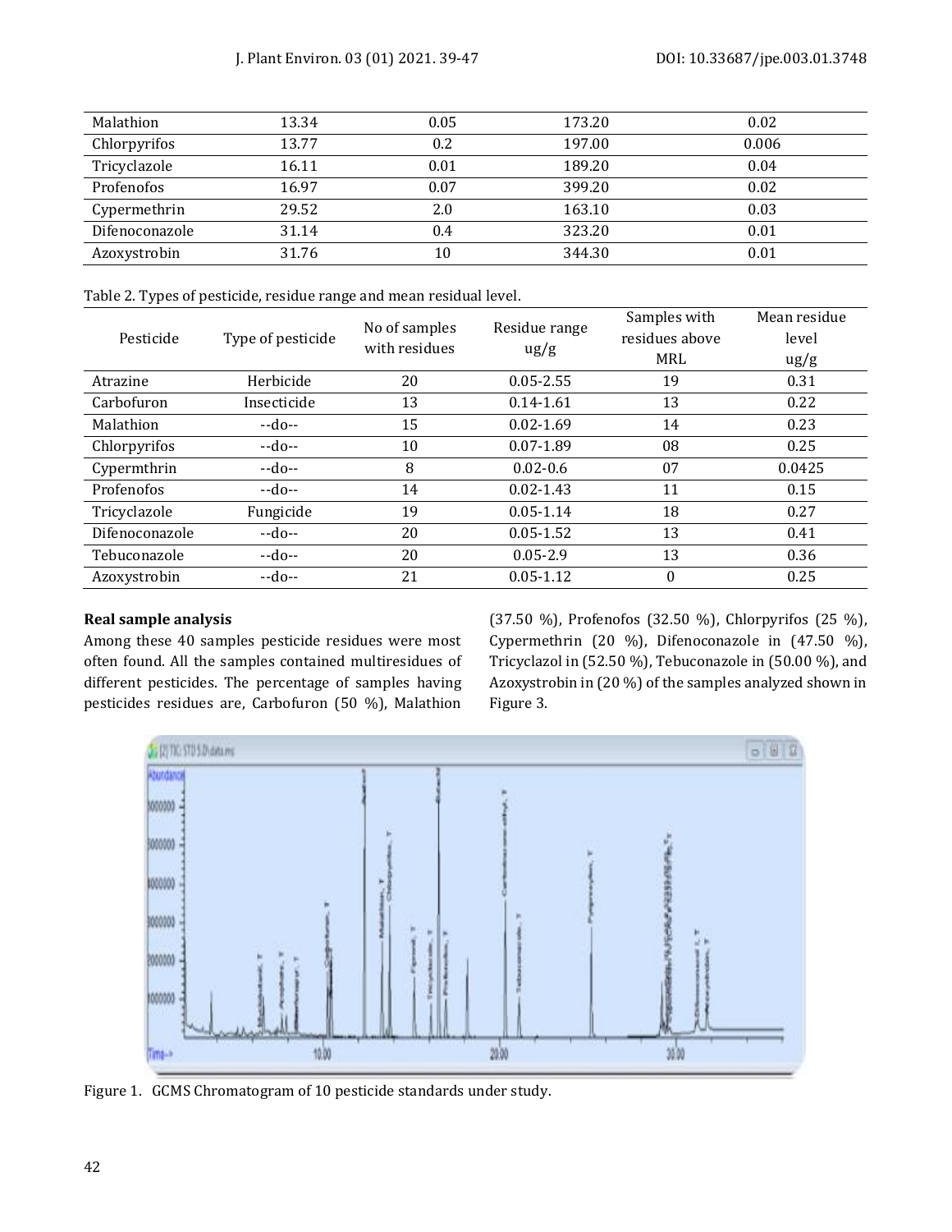| | | | | |
|---|---|---|---|---|
| Malathion | 13.34 | 0.05 | 173.20 | 0.02 |
| Chlorpyrifos | 13.77 | 0.2 | 197.00 | 0.006 |
| Tricyclazole | 16.11 | 0.01 | 189.20 | 0.04 |
| Profenofos | 16.97 | 0.07 | 399.20 | 0.02 |
| Cypermethrin | 29.52 | 2.0 | 163.10 | 0.03 |
| Difenoconazole | 31.14 | 0.4 | 323.20 | 0.01 |
| Azoxystrobin | 31.76 | 10 | 344.30 | 0.01 |

Table 2. Types of pesticide, residue range and mean residual level.

| Pesticide | Type of pesticide | No of samples with residues | Residue range ug/g | Samples with residues above MRL | Mean residue level ug/g |
|---|---|---|---|---|---|
| Atrazine | Herbicide | 20 | 0.05-2.55 | 19 | 0.31 |
| Carbofuron | Insecticide | 13 | 0.14-1.61 | 13 | 0.22 |
| Malathion | --do-- | 15 | 0.02-1.69 | 14 | 0.23 |
| Chlorpyrifos | --do-- | 10 | 0.07-1.89 | 08 | 0.25 |
| Cypermthrin | --do-- | 8 | 0.02-0.6 | 07 | 0.0425 |
| Profenofos | --do-- | 14 | 0.02-1.43 | 11 | 0.15 |
| Tricyclazole | Fungicide | 19 | 0.05-1.14 | 18 | 0.27 |
| Difenoconazole | --do-- | 20 | 0.05-1.52 | 13 | 0.41 |
| Tebuconazole | --do-- | 20 | 0.05-2.9 | 13 | 0.36 |
| Azoxystrobin | --do-- | 21 | 0.05-1.12 | 0 | 0.25 |

**Real sample analysis**

Among these 40 samples pesticide residues were most often found. All the samples contained multiresidues of different pesticides. The percentage of samples having pesticides residues are, Carbofuron (50 %), Malathion (37.50 %), Profenofos (32.50 %), Chlorpyrifos (25 %), Cypermethrin (20 %), Difenoconazole in (47.50 %), Tricyclazol in (52.50 %), Tebuconazole in (50.00 %), and Azoxystrobin in (20 %) of the samples analyzed shown in Figure 3.

Figure 1. GCMS Chromatogram of 10 pesticide standards under study.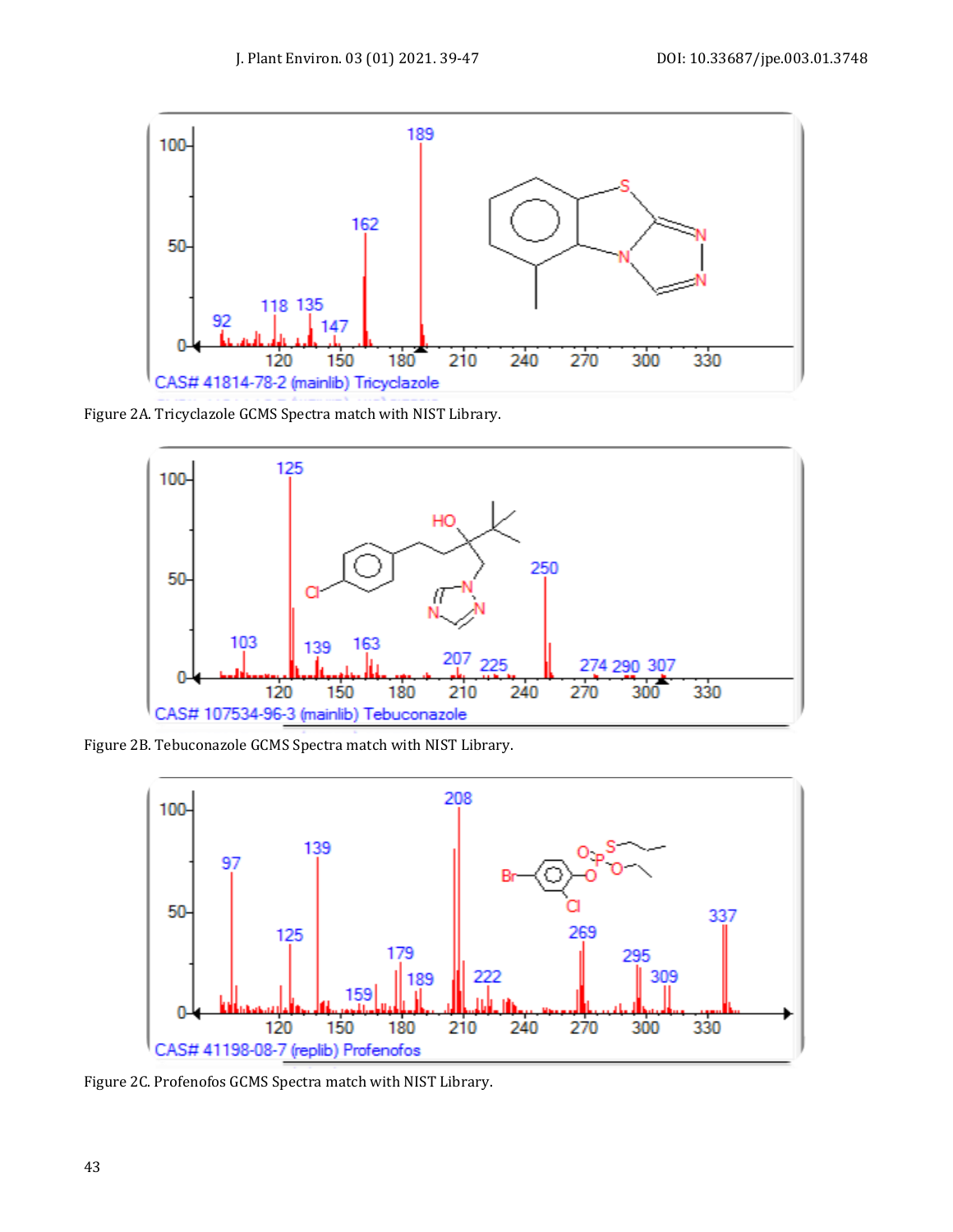100
50
0
92
118
135
147
162
189
120
150
180
210
240
270
300
330
S
N
N
N
CAS# 41814-78-2 (mainlib) Tricyclazole

Figure 2A. Tricyclazole GCMS Spectra match with NIST Library.

100
50
0
103
125
139
163
207
225
250
274
290
307
120
150
180
210
240
270
300
330
HO
Cl
N
N
N
CAS# 107534-96-3 (mainlib) Tebuconazole

Figure 2B. Tebuconazole GCMS Spectra match with NIST Library.

100
50
0
97
125
139
159
179
189
208
222
269
295
309
337
120
150
180
210
240
270
300
330
O
S
P
O
O
Br
Cl
CAS# 41198-08-7 (replib) Profenofos

Figure 2C. Profenofos GCMS Spectra match with NIST Library.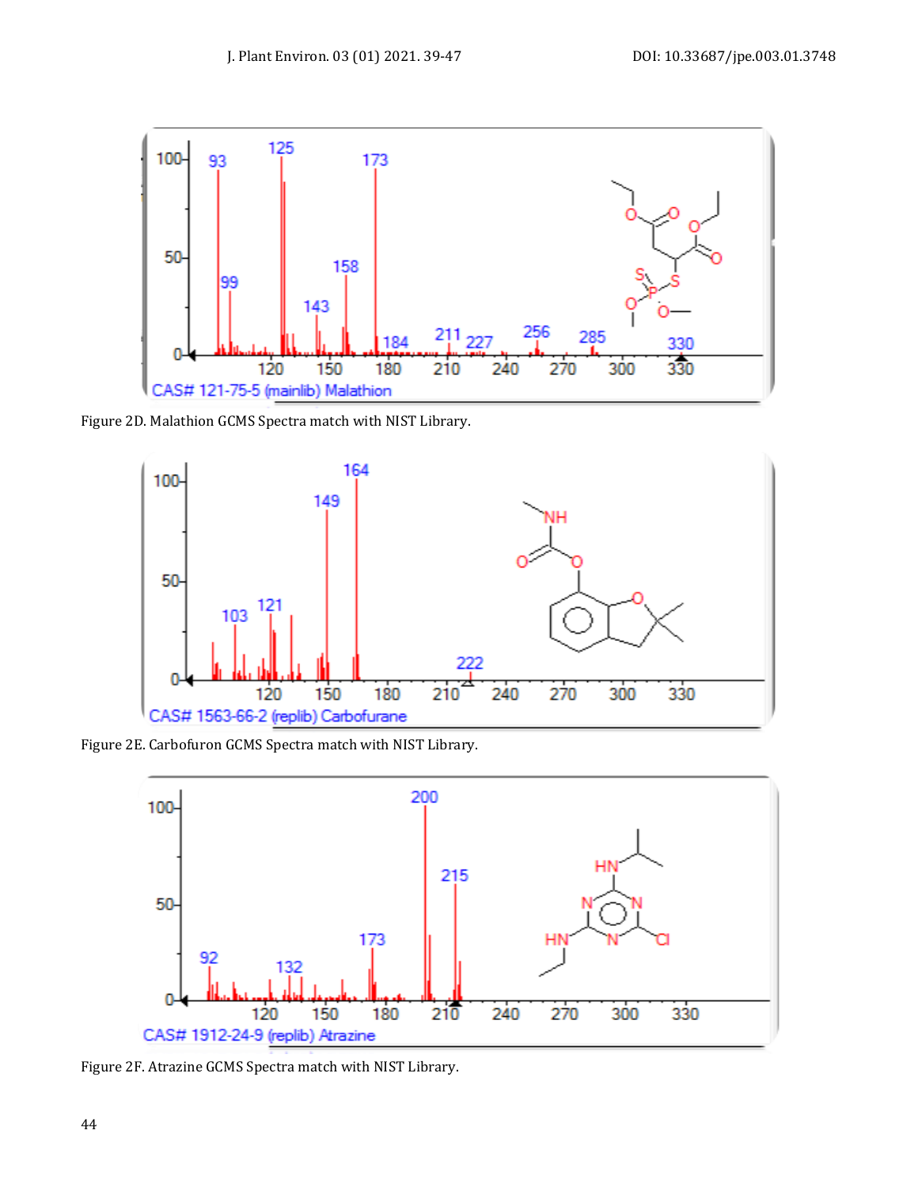100
50
0
93
99
125
143
158
173
184
211
227
256
285
330
120
150
180
210
240
270
300
330
CAS# 121-75-5 (mainlib) Malathion

Figure 2D. Malathion GCMS Spectra match with NIST Library.

100
50
0
103
121
149
164
222
120
150
180
210
240
270
300
330
CAS# 1563-66-2 (replib) Carbofurane

Figure 2E. Carbofuron GCMS Spectra match with NIST Library.

100
50
0
92
132
173
200
215
120
150
180
210
240
270
300
330
CAS# 1912-24-9 (replib) Atrazine

Figure 2F. Atrazine GCMS Spectra match with NIST Library.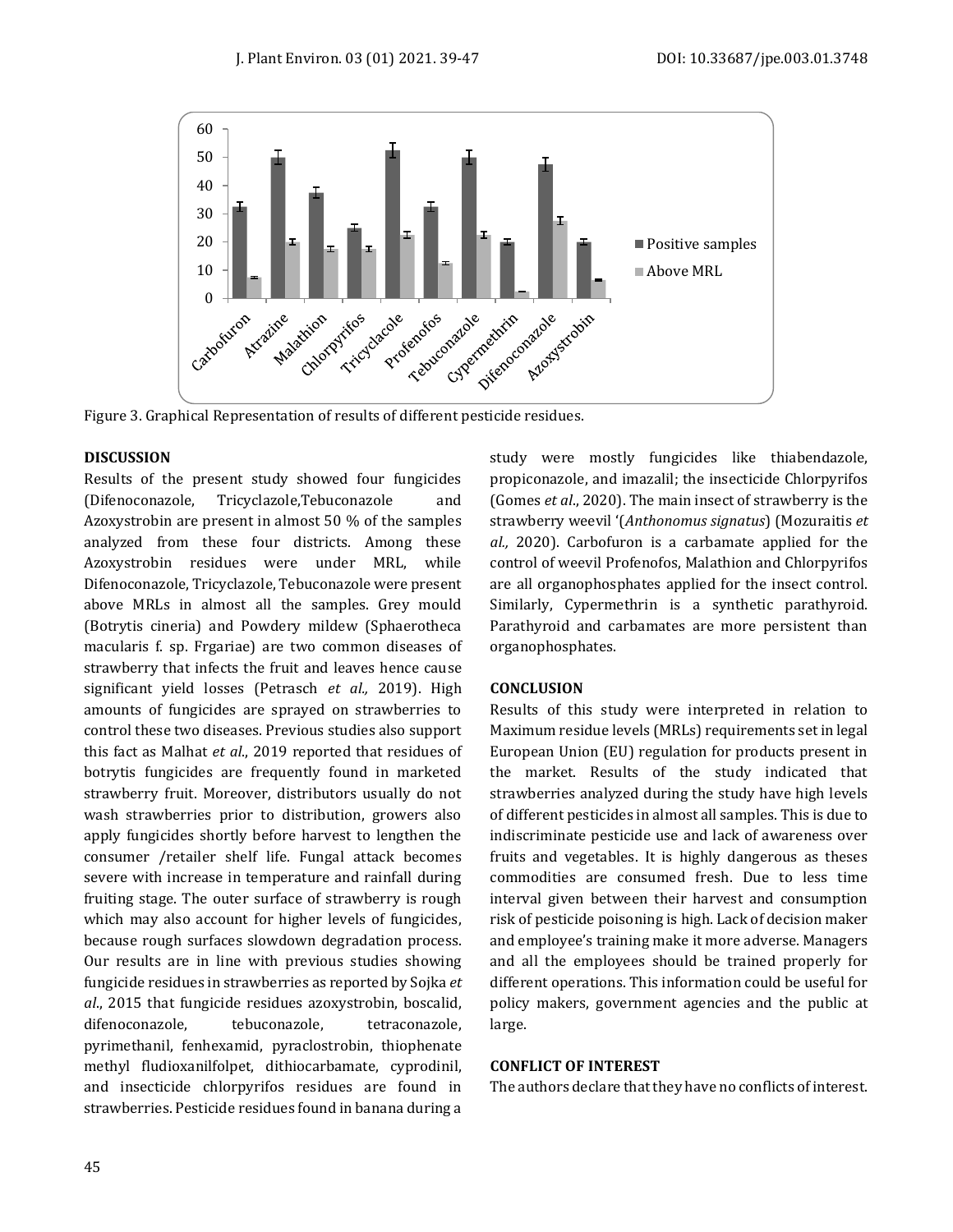60
50
40
30
20
10
0

Carbofuron
Atrazine
Malathion
Chlorpyrifos
Tricyclacole
Profenofos
Tebuconazole
Cypermethrin
Difenoconazole
Azoxystrobin

Positive samples
Above MRL

Figure 3. Graphical Representation of results of different pesticide residues.

## DISCUSSION

Results of the present study showed four fungicides (Difenoconazole, Tricyclazole,Tebuconazole and Azoxystrobin are present in almost 50 % of the samples analyzed from these four districts. Among these Azoxystrobin residues were under MRL, while Difenoconazole, Tricyclazole, Tebuconazole were present above MRLs in almost all the samples. Grey mould (Botrytis cineria) and Powdery mildew (Sphaerotheca macularis f. sp. Frgariae) are two common diseases of strawberry that infects the fruit and leaves hence cause significant yield losses (Petrasch *et al.,* 2019). High amounts of fungicides are sprayed on strawberries to control these two diseases. Previous studies also support this fact as Malhat *et al*., 2019 reported that residues of botrytis fungicides are frequently found in marketed strawberry fruit. Moreover, distributors usually do not wash strawberries prior to distribution, growers also apply fungicides shortly before harvest to lengthen the consumer /retailer shelf life. Fungal attack becomes severe with increase in temperature and rainfall during fruiting stage. The outer surface of strawberry is rough which may also account for higher levels of fungicides, because rough surfaces slowdown degradation process. Our results are in line with previous studies showing fungicide residues in strawberries as reported by Sojka *et al*., 2015 that fungicide residues azoxystrobin, boscalid, difenoconazole, tebuconazole, tetraconazole, pyrimethanil, fenhexamid, pyraclostrobin, thiophenate methyl fludioxanilfolpet, dithiocarbamate, cyprodinil, and insecticide chlorpyrifos residues are found in strawberries. Pesticide residues found in banana during a study were mostly fungicides like thiabendazole, propiconazole, and imazalil; the insecticide Chlorpyrifos (Gomes *et al*., 2020). The main insect of strawberry is the strawberry weevil '(*Anthonomus signatus*) (Mozuraitis *et al.,* 2020). Carbofuron is a carbamate applied for the control of weevil Profenofos, Malathion and Chlorpyrifos are all organophosphates applied for the insect control. Similarly, Cypermethrin is a synthetic parathyroid. Parathyroid and carbamates are more persistent than organophosphates.

## CONCLUSION

Results of this study were interpreted in relation to Maximum residue levels (MRLs) requirements set in legal European Union (EU) regulation for products present in the market. Results of the study indicated that strawberries analyzed during the study have high levels of different pesticides in almost all samples. This is due to indiscriminate pesticide use and lack of awareness over fruits and vegetables. It is highly dangerous as theses commodities are consumed fresh. Due to less time interval given between their harvest and consumption risk of pesticide poisoning is high. Lack of decision maker and employee's training make it more adverse. Managers and all the employees should be trained properly for different operations. This information could be useful for policy makers, government agencies and the public at large.

## CONFLICT OF INTEREST

The authors declare that they have no conflicts of interest.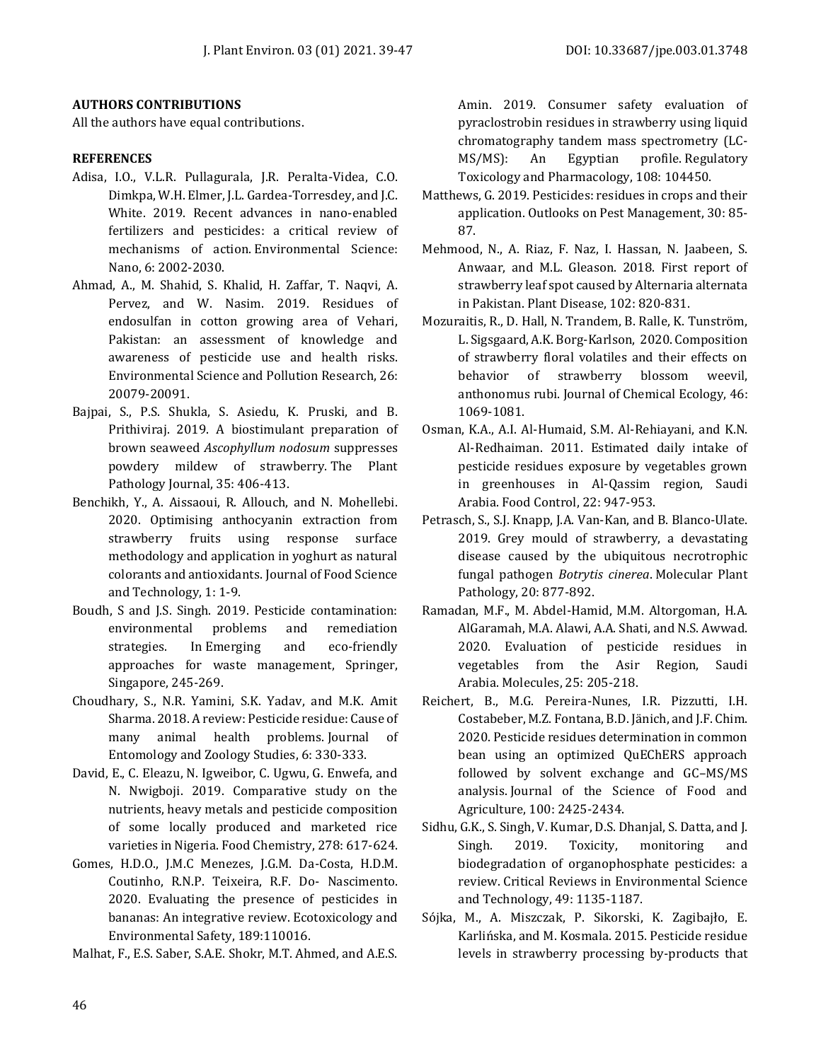## AUTHORS CONTRIBUTIONS

All the authors have equal contributions.

## REFERENCES

Adisa, I.O., V.L.R. Pullagurala, J.R. Peralta-Videa, C.O. Dimkpa, W.H. Elmer, J.L. Gardea-Torresdey, and J.C. White. 2019. Recent advances in nano-enabled fertilizers and pesticides: a critical review of mechanisms of action. Environmental Science: Nano, 6: 2002-2030.

Ahmad, A., M. Shahid, S. Khalid, H. Zaffar, T. Naqvi, A. Pervez, and W. Nasim. 2019. Residues of endosulfan in cotton growing area of Vehari, Pakistan: an assessment of knowledge and awareness of pesticide use and health risks. Environmental Science and Pollution Research, 26: 20079-20091.

Bajpai, S., P.S. Shukla, S. Asiedu, K. Pruski, and B. Prithiviraj. 2019. A biostimulant preparation of brown seaweed *Ascophyllum nodosum* suppresses powdery mildew of strawberry. The Plant Pathology Journal, 35: 406-413.

Benchikh, Y., A. Aissaoui, R. Allouch, and N. Mohellebi. 2020. Optimising anthocyanin extraction from strawberry fruits using response surface methodology and application in yoghurt as natural colorants and antioxidants. Journal of Food Science and Technology, 1: 1-9.

Boudh, S and J.S. Singh. 2019. Pesticide contamination: environmental problems and remediation strategies. In Emerging and eco-friendly approaches for waste management, Springer, Singapore, 245-269.

Choudhary, S., N.R. Yamini, S.K. Yadav, and M.K. Amit Sharma. 2018. A review: Pesticide residue: Cause of many animal health problems. Journal of Entomology and Zoology Studies, 6: 330-333.

David, E., C. Eleazu, N. Igweibor, C. Ugwu, G. Enwefa, and N. Nwigboji. 2019. Comparative study on the nutrients, heavy metals and pesticide composition of some locally produced and marketed rice varieties in Nigeria. Food Chemistry, 278: 617-624.

Gomes, H.D.O., J.M.C Menezes, J.G.M. Da-Costa, H.D.M. Coutinho, R.N.P. Teixeira, R.F. Do- Nascimento. 2020. Evaluating the presence of pesticides in bananas: An integrative review. Ecotoxicology and Environmental Safety, 189:110016.

Malhat, F., E.S. Saber, S.A.E. Shokr, M.T. Ahmed, and A.E.S. Amin. 2019. Consumer safety evaluation of pyraclostrobin residues in strawberry using liquid chromatography tandem mass spectrometry (LC-MS/MS): An Egyptian profile. Regulatory Toxicology and Pharmacology, 108: 104450.

Matthews, G. 2019. Pesticides: residues in crops and their application. Outlooks on Pest Management, 30: 85-87.

Mehmood, N., A. Riaz, F. Naz, I. Hassan, N. Jaabeen, S. Anwaar, and M.L. Gleason. 2018. First report of strawberry leaf spot caused by Alternaria alternata in Pakistan. Plant Disease, 102: 820-831.

Mozuraitis, R., D. Hall, N. Trandem, B. Ralle, K. Tunström, L. Sigsgaard, A.K. Borg-Karlson, 2020. Composition of strawberry floral volatiles and their effects on behavior of strawberry blossom weevil, anthonomus rubi. Journal of Chemical Ecology, 46: 1069-1081.

Osman, K.A., A.I. Al-Humaid, S.M. Al-Rehiayani, and K.N. Al-Redhaiman. 2011. Estimated daily intake of pesticide residues exposure by vegetables grown in greenhouses in Al-Qassim region, Saudi Arabia. Food Control, 22: 947-953.

Petrasch, S., S.J. Knapp, J.A. Van-Kan, and B. Blanco-Ulate. 2019. Grey mould of strawberry, a devastating disease caused by the ubiquitous necrotrophic fungal pathogen *Botrytis cinerea*. Molecular Plant Pathology, 20: 877-892.

Ramadan, M.F., M. Abdel-Hamid, M.M. Altorgoman, H.A. AlGaramah, M.A. Alawi, A.A. Shati, and N.S. Awwad. 2020. Evaluation of pesticide residues in vegetables from the Asir Region, Saudi Arabia. Molecules, 25: 205-218.

Reichert, B., M.G. Pereira-Nunes, I.R. Pizzutti, I.H. Costabeber, M.Z. Fontana, B.D. Jänich, and J.F. Chim. 2020. Pesticide residues determination in common bean using an optimized QuEChERS approach followed by solvent exchange and GC–MS/MS analysis. Journal of the Science of Food and Agriculture, 100: 2425-2434.

Sidhu, G.K., S. Singh, V. Kumar, D.S. Dhanjal, S. Datta, and J. Singh. 2019. Toxicity, monitoring and biodegradation of organophosphate pesticides: a review. Critical Reviews in Environmental Science and Technology, 49: 1135-1187.

Sójka, M., A. Miszczak, P. Sikorski, K. Zagibajło, E. Karlińska, and M. Kosmala. 2015. Pesticide residue levels in strawberry processing by-products that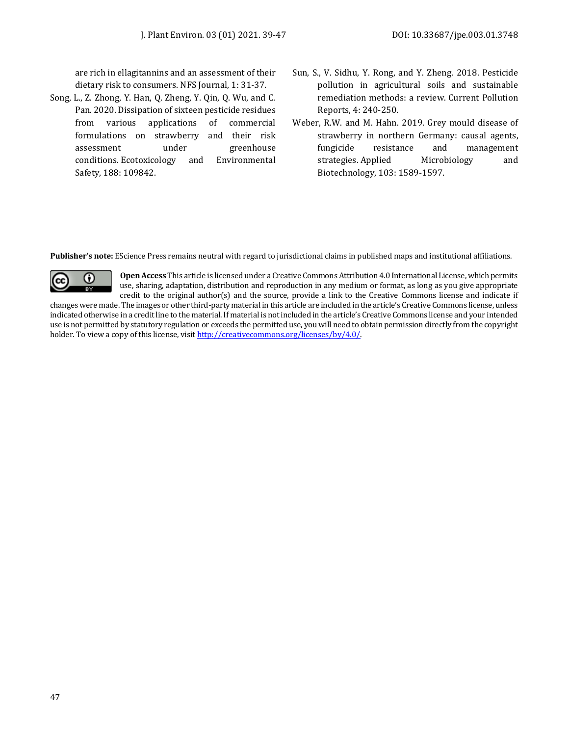are rich in ellagitannins and an assessment of their dietary risk to consumers. NFS Journal, 1: 31-37.

Song, L., Z. Zhong, Y. Han, Q. Zheng, Y. Qin, Q. Wu, and C. Pan. 2020. Dissipation of sixteen pesticide residues from various applications of commercial formulations on strawberry and their risk assessment under greenhouse conditions. Ecotoxicology and Environmental Safety, 188: 109842.

Sun, S., V. Sidhu, Y. Rong, and Y. Zheng. 2018. Pesticide pollution in agricultural soils and sustainable remediation methods: a review. Current Pollution Reports, 4: 240-250.

Weber, R.W. and M. Hahn. 2019. Grey mould disease of strawberry in northern Germany: causal agents, fungicide resistance and management strategies. Applied Microbiology and Biotechnology, 103: 1589-1597.

**Publisher's note:** EScience Press remains neutral with regard to jurisdictional claims in published maps and institutional affiliations.

**Open Access** This article is licensed under a Creative Commons Attribution 4.0 International License, which permits use, sharing, adaptation, distribution and reproduction in any medium or format, as long as you give appropriate credit to the original author(s) and the source, provide a link to the Creative Commons license and indicate if changes were made. The images or other third-party material in this article are included in the article's Creative Commons license, unless indicated otherwise in a credit line to the material. If material is not included in the article's Creative Commons license and your intended use is not permitted by statutory regulation or exceeds the permitted use, you will need to obtain permission directly from the copyright holder. To view a copy of this license, visit http://creativecommons.org/licenses/by/4.0/.